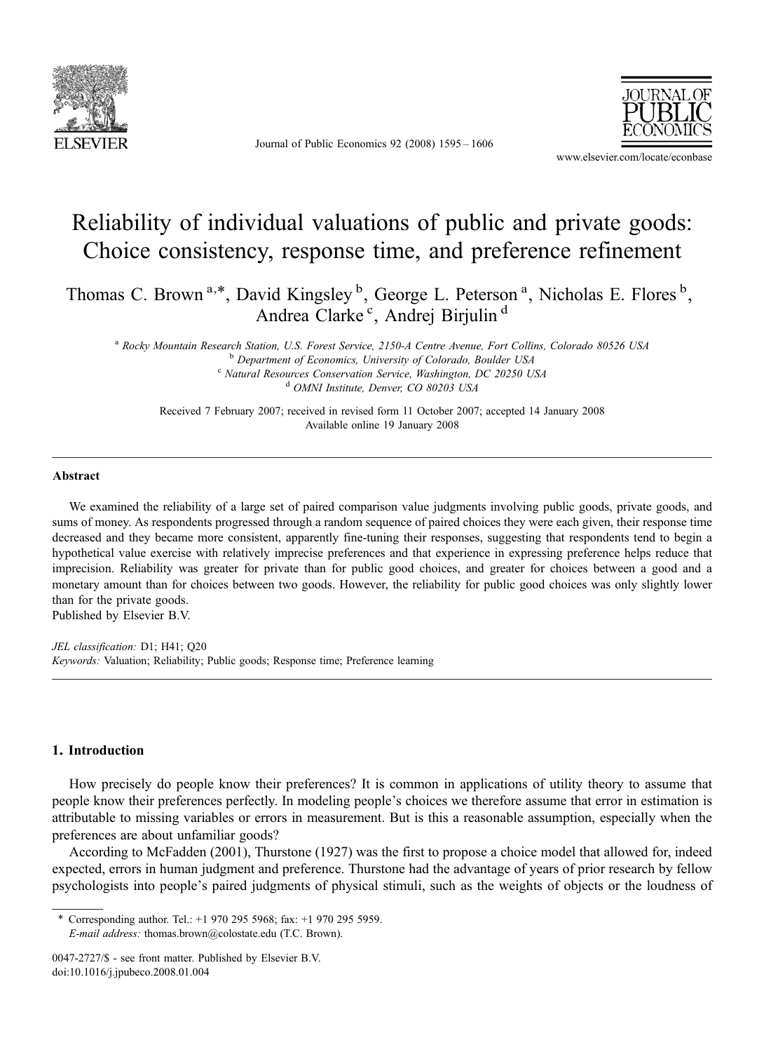# Reliability of individual valuations of public and private goods: Choice consistency, response time, and preference refinement

Thomas C. Brown [a,*], David Kingsley [b], George L. Peterson [a], Nicholas E. Flores [b], Andrea Clarke [c], Andrej Birjulin [d]

[a] Rocky Mountain Research Station, U.S. Forest Service, 2150-A Centre Avenue, Fort Collins, Colorado 80526 USA
[b] Department of Economics, University of Colorado, Boulder USA
[c] Natural Resources Conservation Service, Washington, DC 20250 USA
[d] OMNI Institute, Denver, CO 80203 USA

Received 7 February 2007; received in revised form 11 October 2007; accepted 14 January 2008
Available online 19 January 2008

## Abstract

We examined the reliability of a large set of paired comparison value judgments involving public goods, private goods, and sums of money. As respondents progressed through a random sequence of paired choices they were each given, their response time decreased and they became more consistent, apparently fine-tuning their responses, suggesting that respondents tend to begin a hypothetical value exercise with relatively imprecise preferences and that experience in expressing preference helps reduce that imprecision. Reliability was greater for private than for public good choices, and greater for choices between a good and a monetary amount than for choices between two goods. However, the reliability for public good choices was only slightly lower than for the private goods.

Published by Elsevier B.V.

*JEL classification:* D1; H41; Q20

*Keywords:* Valuation; Reliability; Public goods; Response time; Preference learning

## 1. Introduction

How precisely do people know their preferences? It is common in applications of utility theory to assume that people know their preferences perfectly. In modeling people's choices we therefore assume that error in estimation is attributable to missing variables or errors in measurement. But is this a reasonable assumption, especially when the preferences are about unfamiliar goods?

According to McFadden (2001), Thurstone (1927) was the first to propose a choice model that allowed for, indeed expected, errors in human judgment and preference. Thurstone had the advantage of years of prior research by fellow psychologists into people's paired judgments of physical stimuli, such as the weights of objects or the loudness of

* Corresponding author. Tel.: +1 970 295 5968; fax: +1 970 295 5959.
*E-mail address:* thomas.brown@colostate.edu (T.C. Brown).

0047-2727/$ - see front matter. Published by Elsevier B.V.
doi:10.1016/j.jpubeco.2008.01.004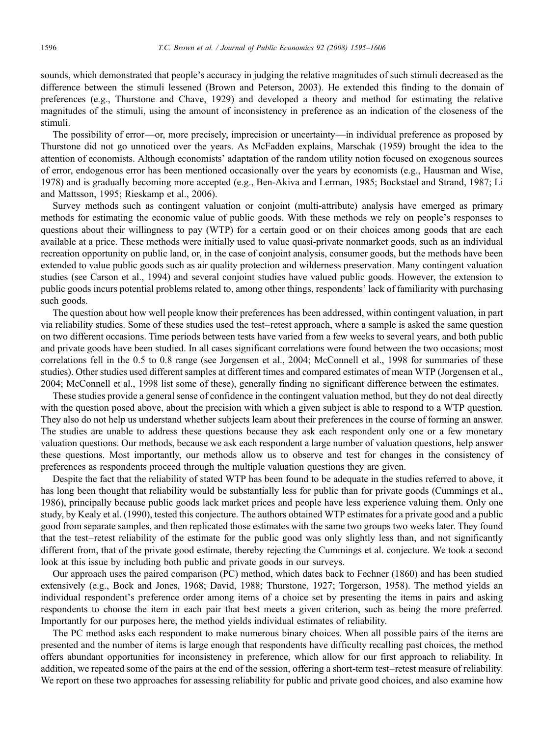sounds, which demonstrated that people's accuracy in judging the relative magnitudes of such stimuli decreased as the difference between the stimuli lessened (Brown and Peterson, 2003). He extended this finding to the domain of preferences (e.g., Thurstone and Chave, 1929) and developed a theory and method for estimating the relative magnitudes of the stimuli, using the amount of inconsistency in preference as an indication of the closeness of the stimuli.

The possibility of error—or, more precisely, imprecision or uncertainty—in individual preference as proposed by Thurstone did not go unnoticed over the years. As McFadden explains, Marschak (1959) brought the idea to the attention of economists. Although economists' adaptation of the random utility notion focused on exogenous sources of error, endogenous error has been mentioned occasionally over the years by economists (e.g., Hausman and Wise, 1978) and is gradually becoming more accepted (e.g., Ben-Akiva and Lerman, 1985; Bockstael and Strand, 1987; Li and Mattsson, 1995; Rieskamp et al., 2006).

Survey methods such as contingent valuation or conjoint (multi-attribute) analysis have emerged as primary methods for estimating the economic value of public goods. With these methods we rely on people's responses to questions about their willingness to pay (WTP) for a certain good or on their choices among goods that are each available at a price. These methods were initially used to value quasi-private nonmarket goods, such as an individual recreation opportunity on public land, or, in the case of conjoint analysis, consumer goods, but the methods have been extended to value public goods such as air quality protection and wilderness preservation. Many contingent valuation studies (see Carson et al., 1994) and several conjoint studies have valued public goods. However, the extension to public goods incurs potential problems related to, among other things, respondents' lack of familiarity with purchasing such goods.

The question about how well people know their preferences has been addressed, within contingent valuation, in part via reliability studies. Some of these studies used the test–retest approach, where a sample is asked the same question on two different occasions. Time periods between tests have varied from a few weeks to several years, and both public and private goods have been studied. In all cases significant correlations were found between the two occasions; most correlations fell in the 0.5 to 0.8 range (see Jorgensen et al., 2004; McConnell et al., 1998 for summaries of these studies). Other studies used different samples at different times and compared estimates of mean WTP (Jorgensen et al., 2004; McConnell et al., 1998 list some of these), generally finding no significant difference between the estimates.

These studies provide a general sense of confidence in the contingent valuation method, but they do not deal directly with the question posed above, about the precision with which a given subject is able to respond to a WTP question. They also do not help us understand whether subjects learn about their preferences in the course of forming an answer. The studies are unable to address these questions because they ask each respondent only one or a few monetary valuation questions. Our methods, because we ask each respondent a large number of valuation questions, help answer these questions. Most importantly, our methods allow us to observe and test for changes in the consistency of preferences as respondents proceed through the multiple valuation questions they are given.

Despite the fact that the reliability of stated WTP has been found to be adequate in the studies referred to above, it has long been thought that reliability would be substantially less for public than for private goods (Cummings et al., 1986), principally because public goods lack market prices and people have less experience valuing them. Only one study, by Kealy et al. (1990), tested this conjecture. The authors obtained WTP estimates for a private good and a public good from separate samples, and then replicated those estimates with the same two groups two weeks later. They found that the test–retest reliability of the estimate for the public good was only slightly less than, and not significantly different from, that of the private good estimate, thereby rejecting the Cummings et al. conjecture. We took a second look at this issue by including both public and private goods in our surveys.

Our approach uses the paired comparison (PC) method, which dates back to Fechner (1860) and has been studied extensively (e.g., Bock and Jones, 1968; David, 1988; Thurstone, 1927; Torgerson, 1958). The method yields an individual respondent's preference order among items of a choice set by presenting the items in pairs and asking respondents to choose the item in each pair that best meets a given criterion, such as being the more preferred. Importantly for our purposes here, the method yields individual estimates of reliability.

The PC method asks each respondent to make numerous binary choices. When all possible pairs of the items are presented and the number of items is large enough that respondents have difficulty recalling past choices, the method offers abundant opportunities for inconsistency in preference, which allow for our first approach to reliability. In addition, we repeated some of the pairs at the end of the session, offering a short-term test–retest measure of reliability. We report on these two approaches for assessing reliability for public and private good choices, and also examine how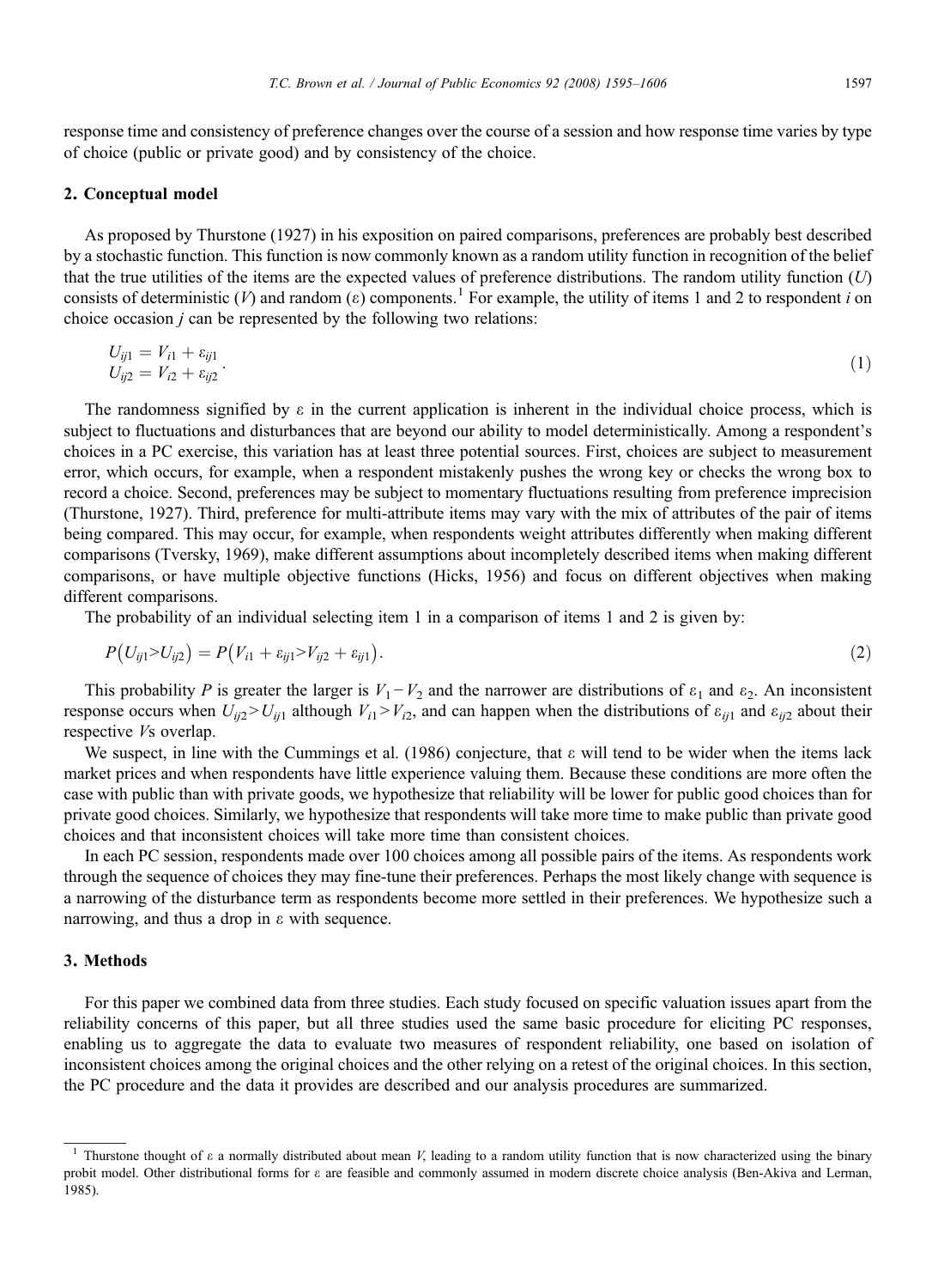response time and consistency of preference changes over the course of a session and how response time varies by type of choice (public or private good) and by consistency of the choice.

## 2. Conceptual model

As proposed by Thurstone (1927) in his exposition on paired comparisons, preferences are probably best described by a stochastic function. This function is now commonly known as a random utility function in recognition of the belief that the true utilities of the items are the expected values of preference distributions. The random utility function ($U$) consists of deterministic ($V$) and random ($\varepsilon$) components.[1] For example, the utility of items 1 and 2 to respondent $i$ on choice occasion $j$ can be represented by the following two relations:

$$\begin{aligned} U_{ij1} &= V_{i1} + \varepsilon_{ij1} \\ U_{ij2} &= V_{i2} + \varepsilon_{ij2} \end{aligned}. \tag{1}$$

The randomness signified by $\varepsilon$ in the current application is inherent in the individual choice process, which is subject to fluctuations and disturbances that are beyond our ability to model deterministically. Among a respondent's choices in a PC exercise, this variation has at least three potential sources. First, choices are subject to measurement error, which occurs, for example, when a respondent mistakenly pushes the wrong key or checks the wrong box to record a choice. Second, preferences may be subject to momentary fluctuations resulting from preference imprecision (Thurstone, 1927). Third, preference for multi-attribute items may vary with the mix of attributes of the pair of items being compared. This may occur, for example, when respondents weight attributes differently when making different comparisons (Tversky, 1969), make different assumptions about incompletely described items when making different comparisons, or have multiple objective functions (Hicks, 1956) and focus on different objectives when making different comparisons.

The probability of an individual selecting item 1 in a comparison of items 1 and 2 is given by:

$$P\left(U_{ij1} > U_{ij2}\right) = P\left(V_{i1} + \varepsilon_{ij1} > V_{ij2} + \varepsilon_{ij1}\right). \tag{2}$$

This probability $P$ is greater the larger is $V_1 - V_2$ and the narrower are distributions of $\varepsilon_1$ and $\varepsilon_2$. An inconsistent response occurs when $U_{ij2} > U_{ij1}$ although $V_{i1} > V_{i2}$, and can happen when the distributions of $\varepsilon_{ij1}$ and $\varepsilon_{ij2}$ about their respective $V$s overlap.

We suspect, in line with the Cummings et al. (1986) conjecture, that $\varepsilon$ will tend to be wider when the items lack market prices and when respondents have little experience valuing them. Because these conditions are more often the case with public than with private goods, we hypothesize that reliability will be lower for public good choices than for private good choices. Similarly, we hypothesize that respondents will take more time to make public than private good choices and that inconsistent choices will take more time than consistent choices.

In each PC session, respondents made over 100 choices among all possible pairs of the items. As respondents work through the sequence of choices they may fine-tune their preferences. Perhaps the most likely change with sequence is a narrowing of the disturbance term as respondents become more settled in their preferences. We hypothesize such a narrowing, and thus a drop in $\varepsilon$ with sequence.

## 3. Methods

For this paper we combined data from three studies. Each study focused on specific valuation issues apart from the reliability concerns of this paper, but all three studies used the same basic procedure for eliciting PC responses, enabling us to aggregate the data to evaluate two measures of respondent reliability, one based on isolation of inconsistent choices among the original choices and the other relying on a retest of the original choices. In this section, the PC procedure and the data it provides are described and our analysis procedures are summarized.

[1] Thurstone thought of $\varepsilon$ a normally distributed about mean $V$, leading to a random utility function that is now characterized using the binary probit model. Other distributional forms for $\varepsilon$ are feasible and commonly assumed in modern discrete choice analysis (Ben-Akiva and Lerman, 1985).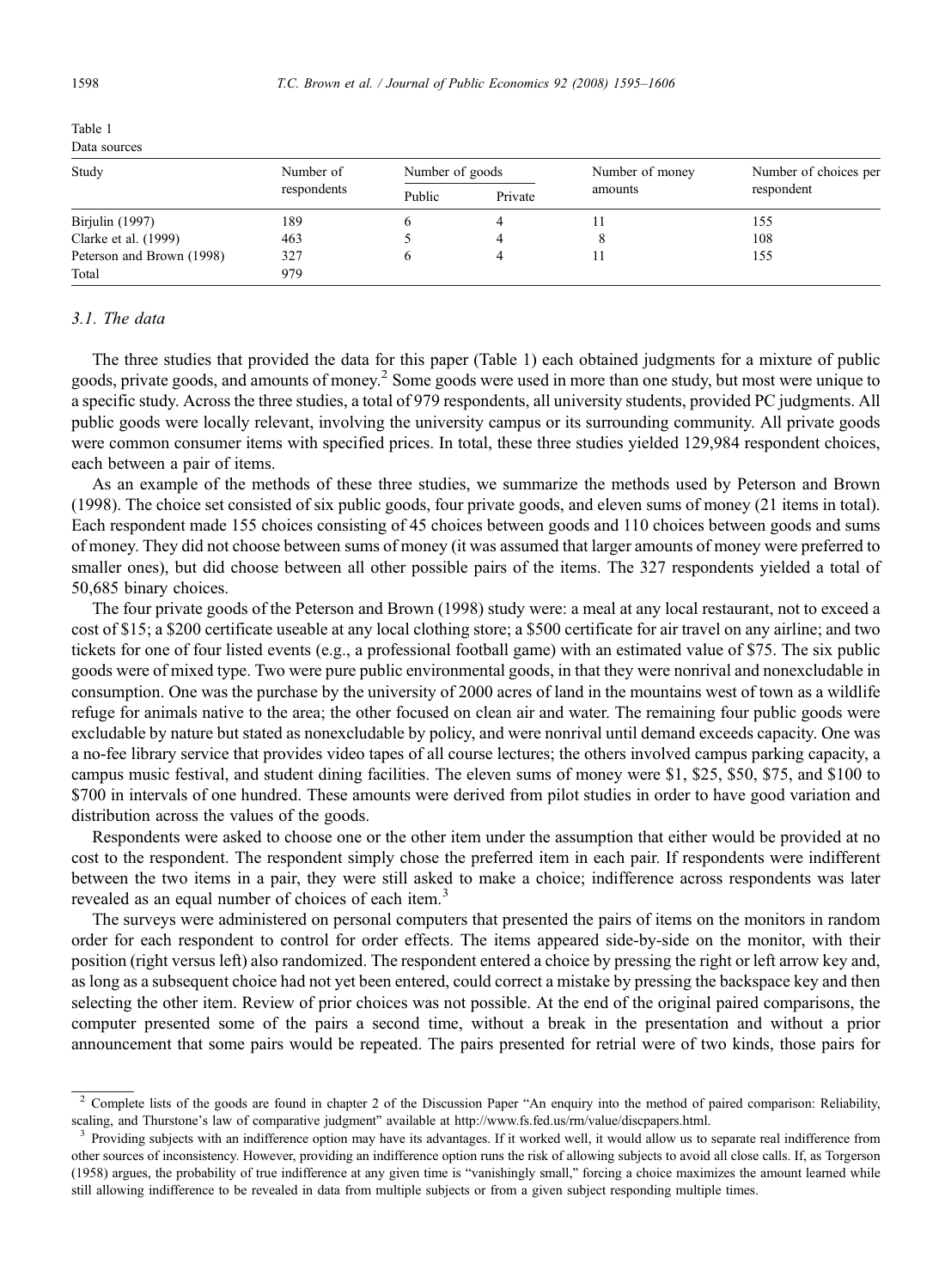Table 1
Data sources

| Study | Number of respondents | Number of goods | | Number of money amounts | Number of choices per respondent |
|---|---|---|---|---|---|
| | | Public | Private | | |
| Birjulin (1997) | 189 | 6 | 4 | 11 | 155 |
| Clarke et al. (1999) | 463 | 5 | 4 | 8 | 108 |
| Peterson and Brown (1998) | 327 | 6 | 4 | 11 | 155 |
| Total | 979 | | | | |

### 3.1. The data

The three studies that provided the data for this paper (Table 1) each obtained judgments for a mixture of public goods, private goods, and amounts of money.[2] Some goods were used in more than one study, but most were unique to a specific study. Across the three studies, a total of 979 respondents, all university students, provided PC judgments. All public goods were locally relevant, involving the university campus or its surrounding community. All private goods were common consumer items with specified prices. In total, these three studies yielded 129,984 respondent choices, each between a pair of items.

As an example of the methods of these three studies, we summarize the methods used by Peterson and Brown (1998). The choice set consisted of six public goods, four private goods, and eleven sums of money (21 items in total). Each respondent made 155 choices consisting of 45 choices between goods and 110 choices between goods and sums of money. They did not choose between sums of money (it was assumed that larger amounts of money were preferred to smaller ones), but did choose between all other possible pairs of the items. The 327 respondents yielded a total of 50,685 binary choices.

The four private goods of the Peterson and Brown (1998) study were: a meal at any local restaurant, not to exceed a cost of $15; a $200 certificate useable at any local clothing store; a $500 certificate for air travel on any airline; and two tickets for one of four listed events (e.g., a professional football game) with an estimated value of $75. The six public goods were of mixed type. Two were pure public environmental goods, in that they were nonrival and nonexcludable in consumption. One was the purchase by the university of 2000 acres of land in the mountains west of town as a wildlife refuge for animals native to the area; the other focused on clean air and water. The remaining four public goods were excludable by nature but stated as nonexcludable by policy, and were nonrival until demand exceeds capacity. One was a no-fee library service that provides video tapes of all course lectures; the others involved campus parking capacity, a campus music festival, and student dining facilities. The eleven sums of money were $1, $25, $50, $75, and $100 to $700 in intervals of one hundred. These amounts were derived from pilot studies in order to have good variation and distribution across the values of the goods.

Respondents were asked to choose one or the other item under the assumption that either would be provided at no cost to the respondent. The respondent simply chose the preferred item in each pair. If respondents were indifferent between the two items in a pair, they were still asked to make a choice; indifference across respondents was later revealed as an equal number of choices of each item.[3]

The surveys were administered on personal computers that presented the pairs of items on the monitors in random order for each respondent to control for order effects. The items appeared side-by-side on the monitor, with their position (right versus left) also randomized. The respondent entered a choice by pressing the right or left arrow key and, as long as a subsequent choice had not yet been entered, could correct a mistake by pressing the backspace key and then selecting the other item. Review of prior choices was not possible. At the end of the original paired comparisons, the computer presented some of the pairs a second time, without a break in the presentation and without a prior announcement that some pairs would be repeated. The pairs presented for retrial were of two kinds, those pairs for

[2] Complete lists of the goods are found in chapter 2 of the Discussion Paper "An enquiry into the method of paired comparison: Reliability, scaling, and Thurstone's law of comparative judgment" available at http://www.fs.fed.us/rm/value/discpapers.html.

[3] Providing subjects with an indifference option may have its advantages. If it worked well, it would allow us to separate real indifference from other sources of inconsistency. However, providing an indifference option runs the risk of allowing subjects to avoid all close calls. If, as Torgerson (1958) argues, the probability of true indifference at any given time is "vanishingly small," forcing a choice maximizes the amount learned while still allowing indifference to be revealed in data from multiple subjects or from a given subject responding multiple times.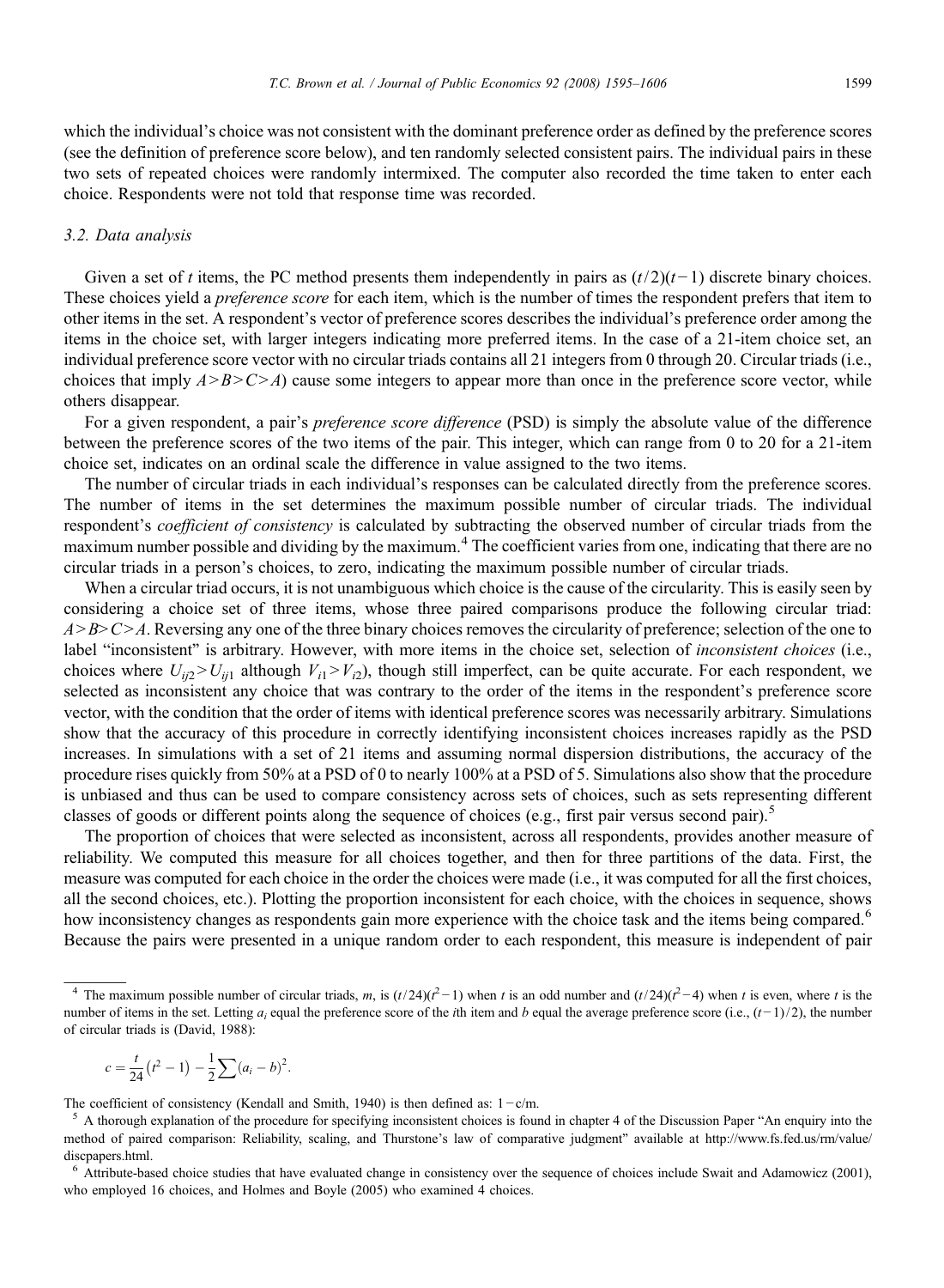which the individual's choice was not consistent with the dominant preference order as defined by the preference scores (see the definition of preference score below), and ten randomly selected consistent pairs. The individual pairs in these two sets of repeated choices were randomly intermixed. The computer also recorded the time taken to enter each choice. Respondents were not told that response time was recorded.

### 3.2. Data analysis

Given a set of $t$ items, the PC method presents them independently in pairs as $(t/2)(t-1)$ discrete binary choices. These choices yield a *preference score* for each item, which is the number of times the respondent prefers that item to other items in the set. A respondent's vector of preference scores describes the individual's preference order among the items in the choice set, with larger integers indicating more preferred items. In the case of a 21-item choice set, an individual preference score vector with no circular triads contains all 21 integers from 0 through 20. Circular triads (i.e., choices that imply $A>B>C>A$) cause some integers to appear more than once in the preference score vector, while others disappear.

For a given respondent, a pair's *preference score difference* (PSD) is simply the absolute value of the difference between the preference scores of the two items of the pair. This integer, which can range from 0 to 20 for a 21-item choice set, indicates on an ordinal scale the difference in value assigned to the two items.

The number of circular triads in each individual's responses can be calculated directly from the preference scores. The number of items in the set determines the maximum possible number of circular triads. The individual respondent's *coefficient of consistency* is calculated by subtracting the observed number of circular triads from the maximum number possible and dividing by the maximum.[4] The coefficient varies from one, indicating that there are no circular triads in a person's choices, to zero, indicating the maximum possible number of circular triads.

When a circular triad occurs, it is not unambiguous which choice is the cause of the circularity. This is easily seen by considering a choice set of three items, whose three paired comparisons produce the following circular triad: $A>B>C>A$. Reversing any one of the three binary choices removes the circularity of preference; selection of the one to label "inconsistent" is arbitrary. However, with more items in the choice set, selection of *inconsistent choices* (i.e., choices where $U_{ij2}>U_{ij1}$ although $V_{i1}>V_{i2}$), though still imperfect, can be quite accurate. For each respondent, we selected as inconsistent any choice that was contrary to the order of the items in the respondent's preference score vector, with the condition that the order of items with identical preference scores was necessarily arbitrary. Simulations show that the accuracy of this procedure in correctly identifying inconsistent choices increases rapidly as the PSD increases. In simulations with a set of 21 items and assuming normal dispersion distributions, the accuracy of the procedure rises quickly from 50% at a PSD of 0 to nearly 100% at a PSD of 5. Simulations also show that the procedure is unbiased and thus can be used to compare consistency across sets of choices, such as sets representing different classes of goods or different points along the sequence of choices (e.g., first pair versus second pair).[5]

The proportion of choices that were selected as inconsistent, across all respondents, provides another measure of reliability. We computed this measure for all choices together, and then for three partitions of the data. First, the measure was computed for each choice in the order the choices were made (i.e., it was computed for all the first choices, all the second choices, etc.). Plotting the proportion inconsistent for each choice, with the choices in sequence, shows how inconsistency changes as respondents gain more experience with the choice task and the items being compared.[6] Because the pairs were presented in a unique random order to each respondent, this measure is independent of pair

---

[4] The maximum possible number of circular triads, $m$, is $(t/24)(t^2-1)$ when $t$ is an odd number and $(t/24)(t^2-4)$ when $t$ is even, where $t$ is the number of items in the set. Letting $a_i$ equal the preference score of the $i$th item and $b$ equal the average preference score (i.e., $(t-1)/2$), the number of circular triads is (David, 1988):

$$c = \frac{t}{24}\left(t^2-1\right) - \frac{1}{2}\sum\left(a_i - b\right)^2.$$

The coefficient of consistency (Kendall and Smith, 1940) is then defined as: $1-c/m$.

[5] A thorough explanation of the procedure for specifying inconsistent choices is found in chapter 4 of the Discussion Paper "An enquiry into the method of paired comparison: Reliability, scaling, and Thurstone's law of comparative judgment" available at http://www.fs.fed.us/rm/value/discpapers.html.

[6] Attribute-based choice studies that have evaluated change in consistency over the sequence of choices include Swait and Adamowicz (2001), who employed 16 choices, and Holmes and Boyle (2005) who examined 4 choices.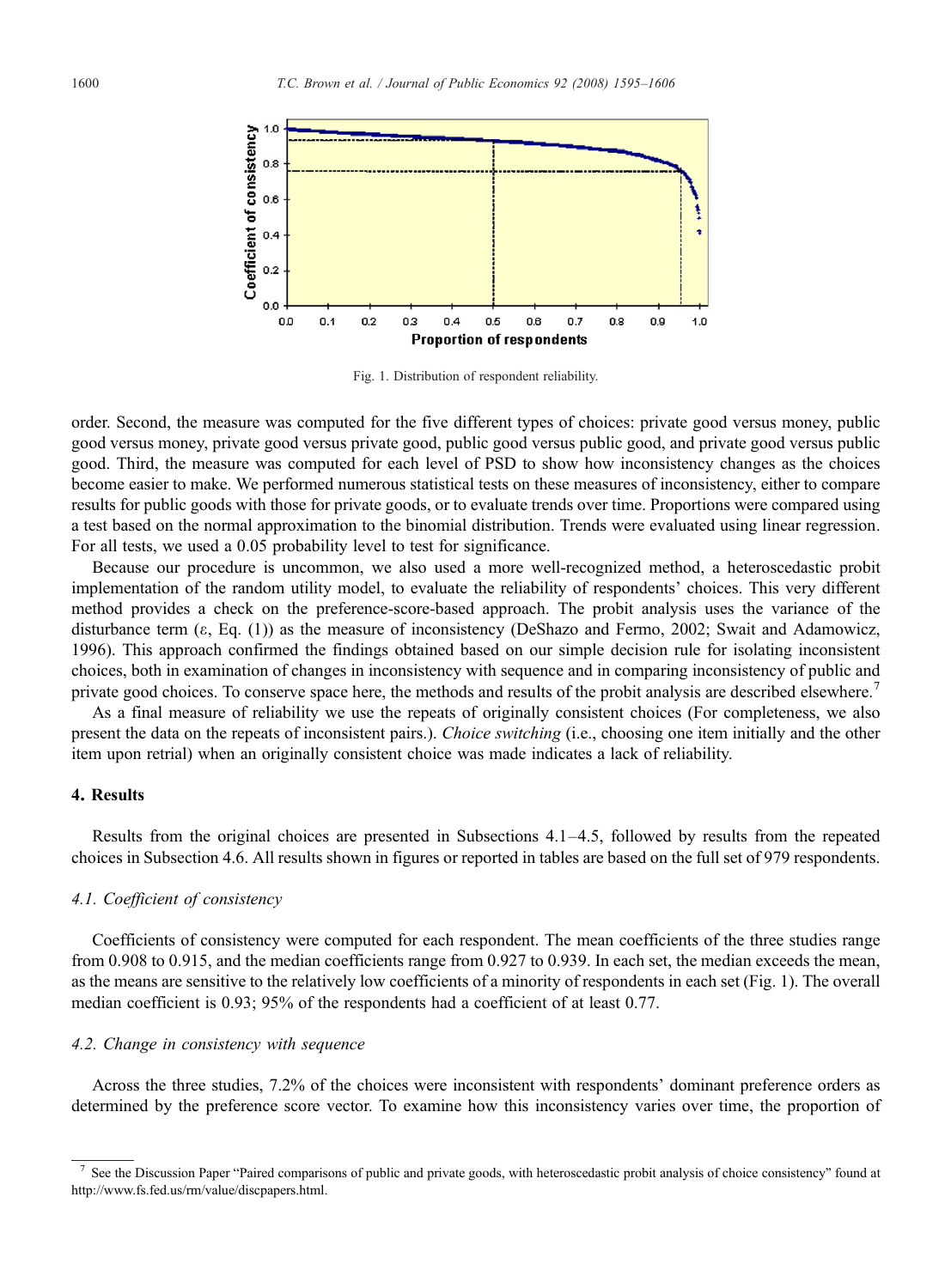Fig. 1. Distribution of respondent reliability.

order. Second, the measure was computed for the five different types of choices: private good versus money, public good versus money, private good versus private good, public good versus public good, and private good versus public good. Third, the measure was computed for each level of PSD to show how inconsistency changes as the choices become easier to make. We performed numerous statistical tests on these measures of inconsistency, either to compare results for public goods with those for private goods, or to evaluate trends over time. Proportions were compared using a test based on the normal approximation to the binomial distribution. Trends were evaluated using linear regression. For all tests, we used a 0.05 probability level to test for significance.

Because our procedure is uncommon, we also used a more well-recognized method, a heteroscedastic probit implementation of the random utility model, to evaluate the reliability of respondents' choices. This very different method provides a check on the preference-score-based approach. The probit analysis uses the variance of the disturbance term ($\varepsilon$, Eq. (1)) as the measure of inconsistency (DeShazo and Fermo, 2002; Swait and Adamowicz, 1996). This approach confirmed the findings obtained based on our simple decision rule for isolating inconsistent choices, both in examination of changes in inconsistency with sequence and in comparing inconsistency of public and private good choices. To conserve space here, the methods and results of the probit analysis are described elsewhere.[7]

As a final measure of reliability we use the repeats of originally consistent choices (For completeness, we also present the data on the repeats of inconsistent pairs.). *Choice switching* (i.e., choosing one item initially and the other item upon retrial) when an originally consistent choice was made indicates a lack of reliability.

## 4. Results

Results from the original choices are presented in Subsections 4.1–4.5, followed by results from the repeated choices in Subsection 4.6. All results shown in figures or reported in tables are based on the full set of 979 respondents.

### 4.1. Coefficient of consistency

Coefficients of consistency were computed for each respondent. The mean coefficients of the three studies range from 0.908 to 0.915, and the median coefficients range from 0.927 to 0.939. In each set, the median exceeds the mean, as the means are sensitive to the relatively low coefficients of a minority of respondents in each set (Fig. 1). The overall median coefficient is 0.93; 95% of the respondents had a coefficient of at least 0.77.

### 4.2. Change in consistency with sequence

Across the three studies, 7.2% of the choices were inconsistent with respondents' dominant preference orders as determined by the preference score vector. To examine how this inconsistency varies over time, the proportion of

[7] See the Discussion Paper "Paired comparisons of public and private goods, with heteroscedastic probit analysis of choice consistency" found at http://www.fs.fed.us/rm/value/discpapers.html.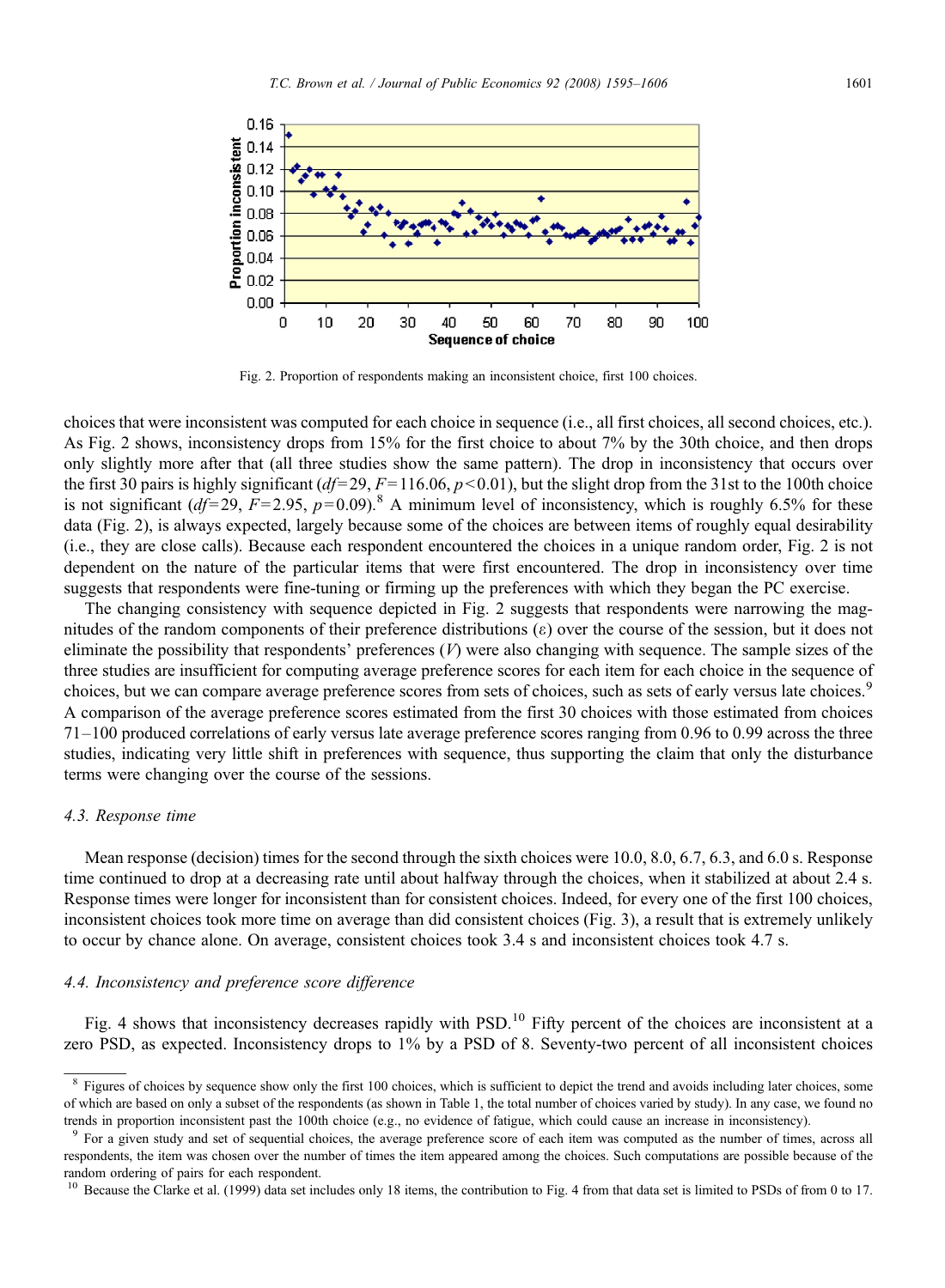Fig. 2. Proportion of respondents making an inconsistent choice, first 100 choices.

choices that were inconsistent was computed for each choice in sequence (i.e., all first choices, all second choices, etc.). As Fig. 2 shows, inconsistency drops from 15% for the first choice to about 7% by the 30th choice, and then drops only slightly more after that (all three studies show the same pattern). The drop in inconsistency that occurs over the first 30 pairs is highly significant ($df=29$, $F=116.06$, $p<0.01$), but the slight drop from the 31st to the 100th choice is not significant ($df=29$, $F=2.95$, $p=0.09$).[8] A minimum level of inconsistency, which is roughly 6.5% for these data (Fig. 2), is always expected, largely because some of the choices are between items of roughly equal desirability (i.e., they are close calls). Because each respondent encountered the choices in a unique random order, Fig. 2 is not dependent on the nature of the particular items that were first encountered. The drop in inconsistency over time suggests that respondents were fine-tuning or firming up the preferences with which they began the PC exercise.

The changing consistency with sequence depicted in Fig. 2 suggests that respondents were narrowing the magnitudes of the random components of their preference distributions ($\varepsilon$) over the course of the session, but it does not eliminate the possibility that respondents' preferences ($V$) were also changing with sequence. The sample sizes of the three studies are insufficient for computing average preference scores for each item for each choice in the sequence of choices, but we can compare average preference scores from sets of choices, such as sets of early versus late choices.[9] A comparison of the average preference scores estimated from the first 30 choices with those estimated from choices 71–100 produced correlations of early versus late average preference scores ranging from 0.96 to 0.99 across the three studies, indicating very little shift in preferences with sequence, thus supporting the claim that only the disturbance terms were changing over the course of the sessions.

### 4.3. Response time

Mean response (decision) times for the second through the sixth choices were 10.0, 8.0, 6.7, 6.3, and 6.0 s. Response time continued to drop at a decreasing rate until about halfway through the choices, when it stabilized at about 2.4 s. Response times were longer for inconsistent than for consistent choices. Indeed, for every one of the first 100 choices, inconsistent choices took more time on average than did consistent choices (Fig. 3), a result that is extremely unlikely to occur by chance alone. On average, consistent choices took 3.4 s and inconsistent choices took 4.7 s.

### 4.4. Inconsistency and preference score difference

Fig. 4 shows that inconsistency decreases rapidly with PSD.[10] Fifty percent of the choices are inconsistent at a zero PSD, as expected. Inconsistency drops to 1% by a PSD of 8. Seventy-two percent of all inconsistent choices

---

[8] Figures of choices by sequence show only the first 100 choices, which is sufficient to depict the trend and avoids including later choices, some of which are based on only a subset of the respondents (as shown in Table 1, the total number of choices varied by study). In any case, we found no trends in proportion inconsistent past the 100th choice (e.g., no evidence of fatigue, which could cause an increase in inconsistency).

[9] For a given study and set of sequential choices, the average preference score of each item was computed as the number of times, across all respondents, the item was chosen over the number of times the item appeared among the choices. Such computations are possible because of the random ordering of pairs for each respondent.

[10] Because the Clarke et al. (1999) data set includes only 18 items, the contribution to Fig. 4 from that data set is limited to PSDs of from 0 to 17.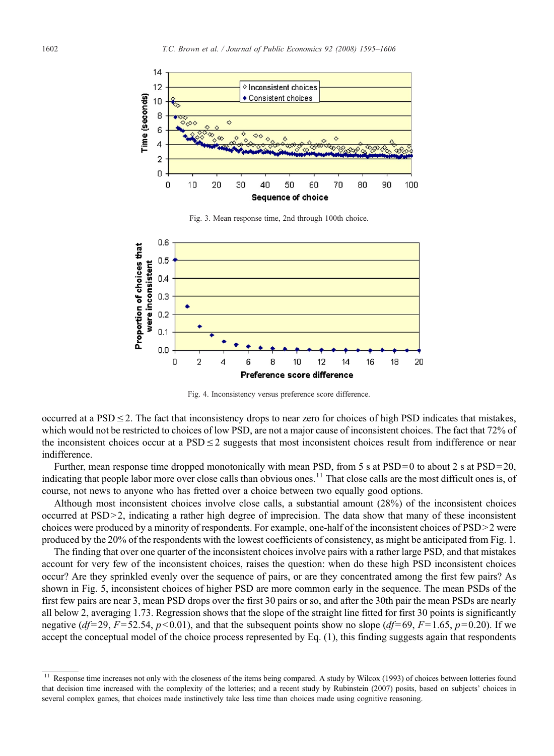Fig. 3. Mean response time, 2nd through 100th choice.

Fig. 4. Inconsistency versus preference score difference.

occurred at a PSD ≤ 2. The fact that inconsistency drops to near zero for choices of high PSD indicates that mistakes, which would not be restricted to choices of low PSD, are not a major cause of inconsistent choices. The fact that 72% of the inconsistent choices occur at a PSD ≤ 2 suggests that most inconsistent choices result from indifference or near indifference.

Further, mean response time dropped monotonically with mean PSD, from 5 s at PSD = 0 to about 2 s at PSD = 20, indicating that people labor more over close calls than obvious ones.[11] That close calls are the most difficult ones is, of course, not news to anyone who has fretted over a choice between two equally good options.

Although most inconsistent choices involve close calls, a substantial amount (28%) of the inconsistent choices occurred at PSD > 2, indicating a rather high degree of imprecision. The data show that many of these inconsistent choices were produced by a minority of respondents. For example, one-half of the inconsistent choices of PSD > 2 were produced by the 20% of the respondents with the lowest coefficients of consistency, as might be anticipated from Fig. 1.

The finding that over one quarter of the inconsistent choices involve pairs with a rather large PSD, and that mistakes account for very few of the inconsistent choices, raises the question: when do these high PSD inconsistent choices occur? Are they sprinkled evenly over the sequence of pairs, or are they concentrated among the first few pairs? As shown in Fig. 5, inconsistent choices of higher PSD are more common early in the sequence. The mean PSDs of the first few pairs are near 3, mean PSD drops over the first 30 pairs or so, and after the 30th pair the mean PSDs are nearly all below 2, averaging 1.73. Regression shows that the slope of the straight line fitted for first 30 points is significantly negative ($df = 29$, $F = 52.54$, $p < 0.01$), and that the subsequent points show no slope ($df = 69$, $F = 1.65$, $p = 0.20$). If we accept the conceptual model of the choice process represented by Eq. (1), this finding suggests again that respondents

[11] Response time increases not only with the closeness of the items being compared. A study by Wilcox (1993) of choices between lotteries found that decision time increased with the complexity of the lotteries; and a recent study by Rubinstein (2007) posits, based on subjects' choices in several complex games, that choices made instinctively take less time than choices made using cognitive reasoning.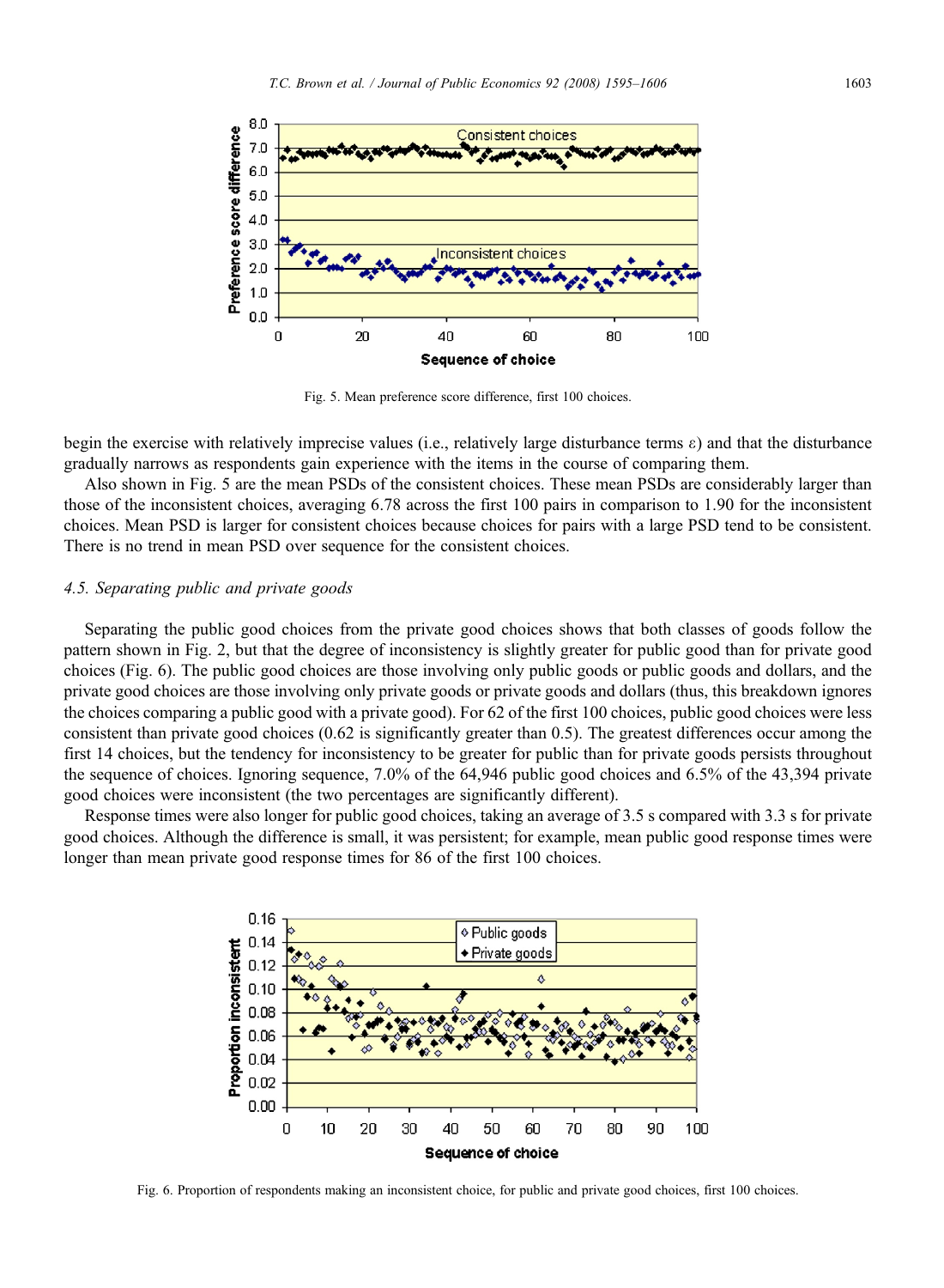Fig. 5. Mean preference score difference, first 100 choices.

begin the exercise with relatively imprecise values (i.e., relatively large disturbance terms ε) and that the disturbance gradually narrows as respondents gain experience with the items in the course of comparing them.

Also shown in Fig. 5 are the mean PSDs of the consistent choices. These mean PSDs are considerably larger than those of the inconsistent choices, averaging 6.78 across the first 100 pairs in comparison to 1.90 for the inconsistent choices. Mean PSD is larger for consistent choices because choices for pairs with a large PSD tend to be consistent. There is no trend in mean PSD over sequence for the consistent choices.

### *4.5. Separating public and private goods*

Separating the public good choices from the private good choices shows that both classes of goods follow the pattern shown in Fig. 2, but that the degree of inconsistency is slightly greater for public good than for private good choices (Fig. 6). The public good choices are those involving only public goods or public goods and dollars, and the private good choices are those involving only private goods or private goods and dollars (thus, this breakdown ignores the choices comparing a public good with a private good). For 62 of the first 100 choices, public good choices were less consistent than private good choices (0.62 is significantly greater than 0.5). The greatest differences occur among the first 14 choices, but the tendency for inconsistency to be greater for public than for private goods persists throughout the sequence of choices. Ignoring sequence, 7.0% of the 64,946 public good choices and 6.5% of the 43,394 private good choices were inconsistent (the two percentages are significantly different).

Response times were also longer for public good choices, taking an average of 3.5 s compared with 3.3 s for private good choices. Although the difference is small, it was persistent; for example, mean public good response times were longer than mean private good response times for 86 of the first 100 choices.

Fig. 6. Proportion of respondents making an inconsistent choice, for public and private good choices, first 100 choices.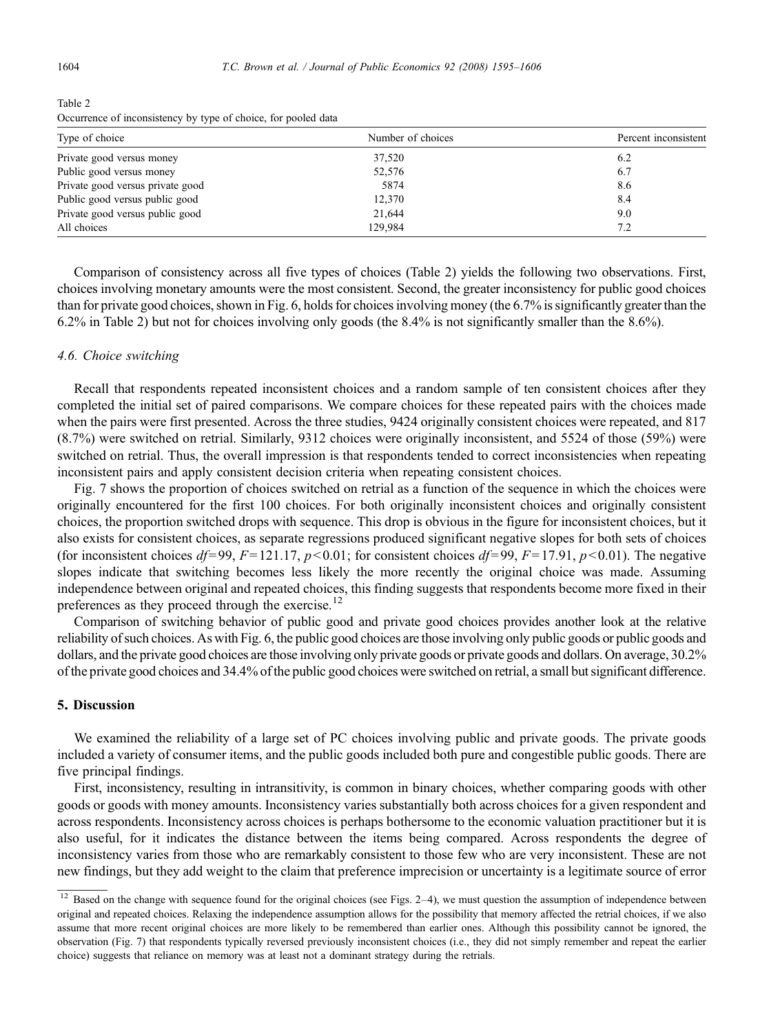Table 2
Occurrence of inconsistency by type of choice, for pooled data

| Type of choice | Number of choices | Percent inconsistent |
|---|---|---|
| Private good versus money | 37,520 | 6.2 |
| Public good versus money | 52,576 | 6.7 |
| Private good versus private good | 5874 | 8.6 |
| Public good versus public good | 12,370 | 8.4 |
| Private good versus public good | 21,644 | 9.0 |
| All choices | 129,984 | 7.2 |

Comparison of consistency across all five types of choices (Table 2) yields the following two observations. First, choices involving monetary amounts were the most consistent. Second, the greater inconsistency for public good choices than for private good choices, shown in Fig. 6, holds for choices involving money (the 6.7% is significantly greater than the 6.2% in Table 2) but not for choices involving only goods (the 8.4% is not significantly smaller than the 8.6%).

### 4.6. Choice switching

Recall that respondents repeated inconsistent choices and a random sample of ten consistent choices after they completed the initial set of paired comparisons. We compare choices for these repeated pairs with the choices made when the pairs were first presented. Across the three studies, 9424 originally consistent choices were repeated, and 817 (8.7%) were switched on retrial. Similarly, 9312 choices were originally inconsistent, and 5524 of those (59%) were switched on retrial. Thus, the overall impression is that respondents tended to correct inconsistencies when repeating inconsistent pairs and apply consistent decision criteria when repeating consistent choices.

Fig. 7 shows the proportion of choices switched on retrial as a function of the sequence in which the choices were originally encountered for the first 100 choices. For both originally inconsistent choices and originally consistent choices, the proportion switched drops with sequence. This drop is obvious in the figure for inconsistent choices, but it also exists for consistent choices, as separate regressions produced significant negative slopes for both sets of choices (for inconsistent choices $df=99$, $F=121.17$, $p<0.01$; for consistent choices $df=99$, $F=17.91$, $p<0.01$). The negative slopes indicate that switching becomes less likely the more recently the original choice was made. Assuming independence between original and repeated choices, this finding suggests that respondents become more fixed in their preferences as they proceed through the exercise.[12]

Comparison of switching behavior of public good and private good choices provides another look at the relative reliability of such choices. As with Fig. 6, the public good choices are those involving only public goods or public goods and dollars, and the private good choices are those involving only private goods or private goods and dollars. On average, 30.2% of the private good choices and 34.4% of the public good choices were switched on retrial, a small but significant difference.

## 5. Discussion

We examined the reliability of a large set of PC choices involving public and private goods. The private goods included a variety of consumer items, and the public goods included both pure and congestible public goods. There are five principal findings.

First, inconsistency, resulting in intransitivity, is common in binary choices, whether comparing goods with other goods or goods with money amounts. Inconsistency varies substantially both across choices for a given respondent and across respondents. Inconsistency across choices is perhaps bothersome to the economic valuation practitioner but it is also useful, for it indicates the distance between the items being compared. Across respondents the degree of inconsistency varies from those who are remarkably consistent to those few who are very inconsistent. These are not new findings, but they add weight to the claim that preference imprecision or uncertainty is a legitimate source of error

[12] Based on the change with sequence found for the original choices (see Figs. 2–4), we must question the assumption of independence between original and repeated choices. Relaxing the independence assumption allows for the possibility that memory affected the retrial choices, if we also assume that more recent original choices are more likely to be remembered than earlier ones. Although this possibility cannot be ignored, the observation (Fig. 7) that respondents typically reversed previously inconsistent choices (i.e., they did not simply remember and repeat the earlier choice) suggests that reliance on memory was at least not a dominant strategy during the retrials.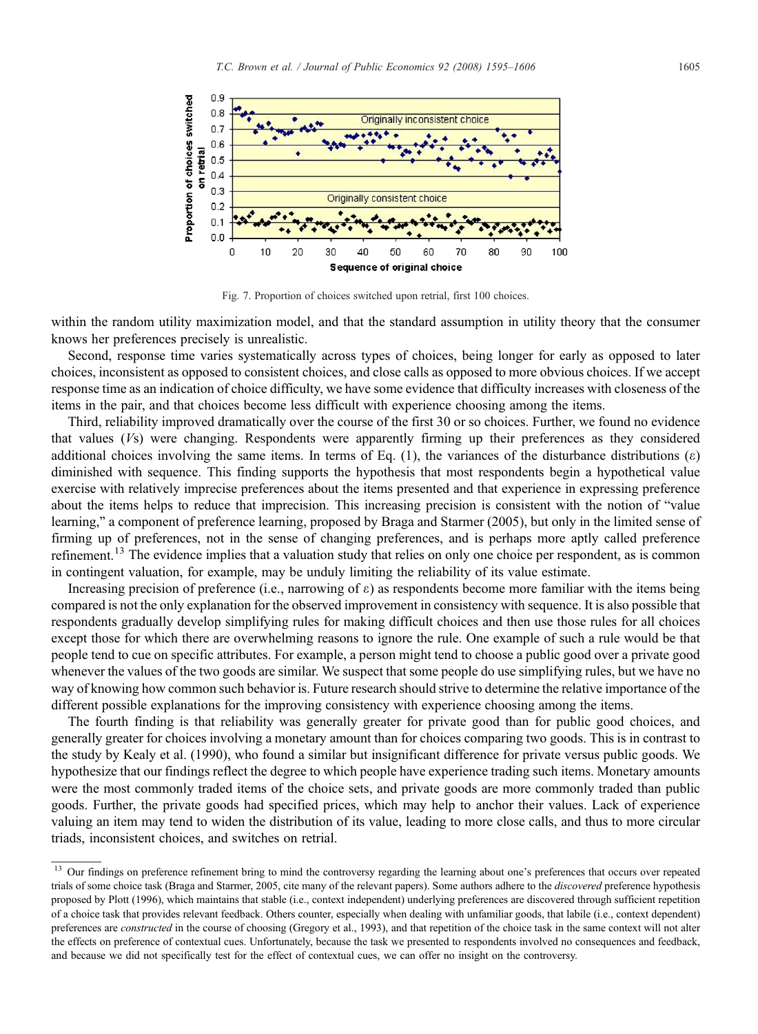Fig. 7. Proportion of choices switched upon retrial, first 100 choices.

within the random utility maximization model, and that the standard assumption in utility theory that the consumer knows her preferences precisely is unrealistic.

Second, response time varies systematically across types of choices, being longer for early as opposed to later choices, inconsistent as opposed to consistent choices, and close calls as opposed to more obvious choices. If we accept response time as an indication of choice difficulty, we have some evidence that difficulty increases with closeness of the items in the pair, and that choices become less difficult with experience choosing among the items.

Third, reliability improved dramatically over the course of the first 30 or so choices. Further, we found no evidence that values ($V$s) were changing. Respondents were apparently firming up their preferences as they considered additional choices involving the same items. In terms of Eq. (1), the variances of the disturbance distributions ($\varepsilon$) diminished with sequence. This finding supports the hypothesis that most respondents begin a hypothetical value exercise with relatively imprecise preferences about the items presented and that experience in expressing preference about the items helps to reduce that imprecision. This increasing precision is consistent with the notion of "value learning," a component of preference learning, proposed by Braga and Starmer (2005), but only in the limited sense of firming up of preferences, not in the sense of changing preferences, and is perhaps more aptly called preference refinement.[13] The evidence implies that a valuation study that relies on only one choice per respondent, as is common in contingent valuation, for example, may be unduly limiting the reliability of its value estimate.

Increasing precision of preference (i.e., narrowing of $\varepsilon$) as respondents become more familiar with the items being compared is not the only explanation for the observed improvement in consistency with sequence. It is also possible that respondents gradually develop simplifying rules for making difficult choices and then use those rules for all choices except those for which there are overwhelming reasons to ignore the rule. One example of such a rule would be that people tend to cue on specific attributes. For example, a person might tend to choose a public good over a private good whenever the values of the two goods are similar. We suspect that some people do use simplifying rules, but we have no way of knowing how common such behavior is. Future research should strive to determine the relative importance of the different possible explanations for the improving consistency with experience choosing among the items.

The fourth finding is that reliability was generally greater for private good than for public good choices, and generally greater for choices involving a monetary amount than for choices comparing two goods. This is in contrast to the study by Kealy et al. (1990), who found a similar but insignificant difference for private versus public goods. We hypothesize that our findings reflect the degree to which people have experience trading such items. Monetary amounts were the most commonly traded items of the choice sets, and private goods are more commonly traded than public goods. Further, the private goods had specified prices, which may help to anchor their values. Lack of experience valuing an item may tend to widen the distribution of its value, leading to more close calls, and thus to more circular triads, inconsistent choices, and switches on retrial.

[13] Our findings on preference refinement bring to mind the controversy regarding the learning about one's preferences that occurs over repeated trials of some choice task (Braga and Starmer, 2005, cite many of the relevant papers). Some authors adhere to the *discovered* preference hypothesis proposed by Plott (1996), which maintains that stable (i.e., context independent) underlying preferences are discovered through sufficient repetition of a choice task that provides relevant feedback. Others counter, especially when dealing with unfamiliar goods, that labile (i.e., context dependent) preferences are *constructed* in the course of choosing (Gregory et al., 1993), and that repetition of the choice task in the same context will not alter the effects on preference of contextual cues. Unfortunately, because the task we presented to respondents involved no consequences and feedback, and because we did not specifically test for the effect of contextual cues, we can offer no insight on the controversy.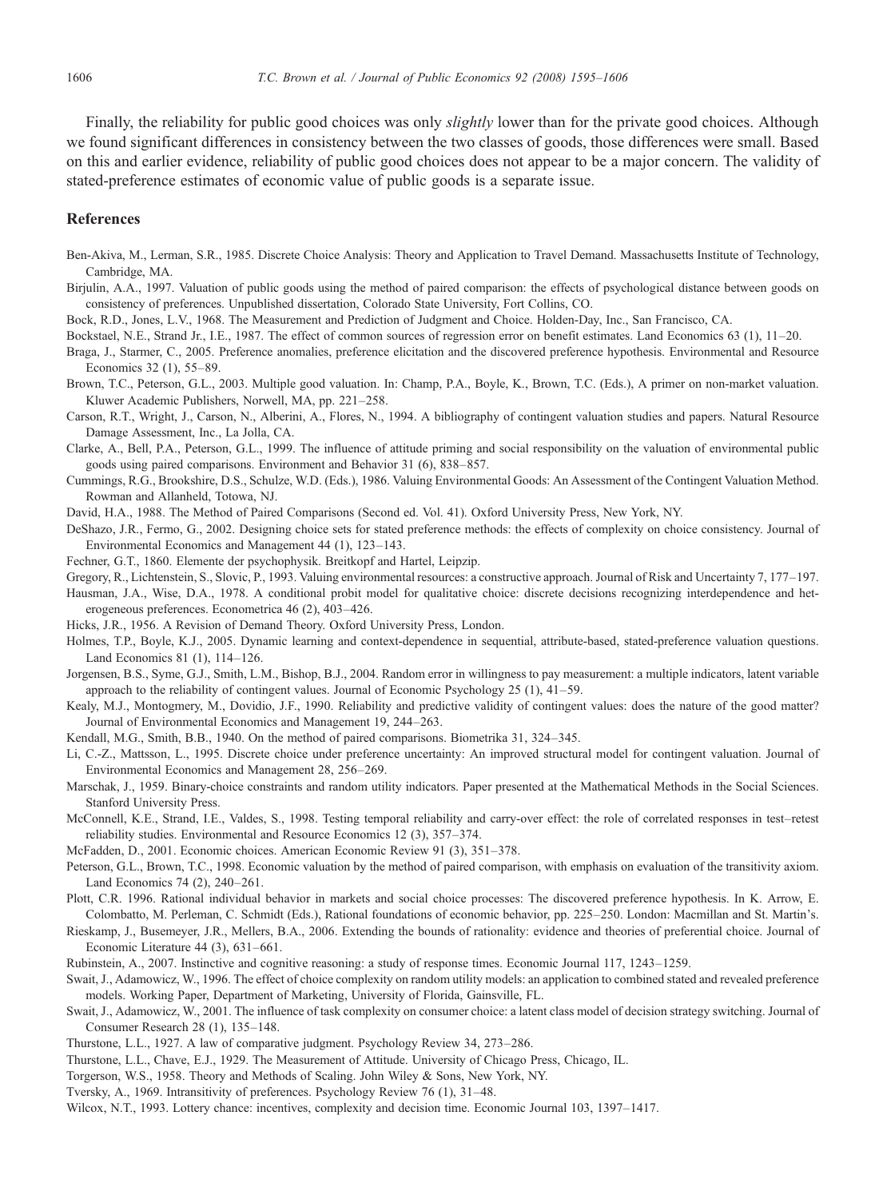Finally, the reliability for public good choices was only *slightly* lower than for the private good choices. Although we found significant differences in consistency between the two classes of goods, those differences were small. Based on this and earlier evidence, reliability of public good choices does not appear to be a major concern. The validity of stated-preference estimates of economic value of public goods is a separate issue.

## References

Ben-Akiva, M., Lerman, S.R., 1985. Discrete Choice Analysis: Theory and Application to Travel Demand. Massachusetts Institute of Technology, Cambridge, MA.

Birjulin, A.A., 1997. Valuation of public goods using the method of paired comparison: the effects of psychological distance between goods on consistency of preferences. Unpublished dissertation, Colorado State University, Fort Collins, CO.

Bock, R.D., Jones, L.V., 1968. The Measurement and Prediction of Judgment and Choice. Holden-Day, Inc., San Francisco, CA.

Bockstael, N.E., Strand Jr., I.E., 1987. The effect of common sources of regression error on benefit estimates. Land Economics 63 (1), 11–20.

Braga, J., Starmer, C., 2005. Preference anomalies, preference elicitation and the discovered preference hypothesis. Environmental and Resource Economics 32 (1), 55–89.

Brown, T.C., Peterson, G.L., 2003. Multiple good valuation. In: Champ, P.A., Boyle, K., Brown, T.C. (Eds.), A primer on non-market valuation. Kluwer Academic Publishers, Norwell, MA, pp. 221–258.

Carson, R.T., Wright, J., Carson, N., Alberini, A., Flores, N., 1994. A bibliography of contingent valuation studies and papers. Natural Resource Damage Assessment, Inc., La Jolla, CA.

Clarke, A., Bell, P.A., Peterson, G.L., 1999. The influence of attitude priming and social responsibility on the valuation of environmental public goods using paired comparisons. Environment and Behavior 31 (6), 838–857.

Cummings, R.G., Brookshire, D.S., Schulze, W.D. (Eds.), 1986. Valuing Environmental Goods: An Assessment of the Contingent Valuation Method. Rowman and Allanheld, Totowa, NJ.

David, H.A., 1988. The Method of Paired Comparisons (Second ed. Vol. 41). Oxford University Press, New York, NY.

DeShazo, J.R., Fermo, G., 2002. Designing choice sets for stated preference methods: the effects of complexity on choice consistency. Journal of Environmental Economics and Management 44 (1), 123–143.

Fechner, G.T., 1860. Elemente der psychophysik. Breitkopf and Hartel, Leipzip.

Gregory, R., Lichtenstein, S., Slovic, P., 1993. Valuing environmental resources: a constructive approach. Journal of Risk and Uncertainty 7, 177–197.

Hausman, J.A., Wise, D.A., 1978. A conditional probit model for qualitative choice: discrete decisions recognizing interdependence and heterogeneous preferences. Econometrica 46 (2), 403–426.

Hicks, J.R., 1956. A Revision of Demand Theory. Oxford University Press, London.

Holmes, T.P., Boyle, K.J., 2005. Dynamic learning and context-dependence in sequential, attribute-based, stated-preference valuation questions. Land Economics 81 (1), 114–126.

Jorgensen, B.S., Syme, G.J., Smith, L.M., Bishop, B.J., 2004. Random error in willingness to pay measurement: a multiple indicators, latent variable approach to the reliability of contingent values. Journal of Economic Psychology 25 (1), 41–59.

Kealy, M.J., Montogmery, M., Dovidio, J.F., 1990. Reliability and predictive validity of contingent values: does the nature of the good matter? Journal of Environmental Economics and Management 19, 244–263.

Kendall, M.G., Smith, B.B., 1940. On the method of paired comparisons. Biometrika 31, 324–345.

Li, C.-Z., Mattsson, L., 1995. Discrete choice under preference uncertainty: An improved structural model for contingent valuation. Journal of Environmental Economics and Management 28, 256–269.

Marschak, J., 1959. Binary-choice constraints and random utility indicators. Paper presented at the Mathematical Methods in the Social Sciences. Stanford University Press.

McConnell, K.E., Strand, I.E., Valdes, S., 1998. Testing temporal reliability and carry-over effect: the role of correlated responses in test–retest reliability studies. Environmental and Resource Economics 12 (3), 357–374.

McFadden, D., 2001. Economic choices. American Economic Review 91 (3), 351–378.

Peterson, G.L., Brown, T.C., 1998. Economic valuation by the method of paired comparison, with emphasis on evaluation of the transitivity axiom. Land Economics 74 (2), 240–261.

Plott, C.R. 1996. Rational individual behavior in markets and social choice processes: The discovered preference hypothesis. In K. Arrow, E. Colombatto, M. Perleman, C. Schmidt (Eds.), Rational foundations of economic behavior, pp. 225–250. London: Macmillan and St. Martin's.

Rieskamp, J., Busemeyer, J.R., Mellers, B.A., 2006. Extending the bounds of rationality: evidence and theories of preferential choice. Journal of Economic Literature 44 (3), 631–661.

Rubinstein, A., 2007. Instinctive and cognitive reasoning: a study of response times. Economic Journal 117, 1243–1259.

Swait, J., Adamowicz, W., 1996. The effect of choice complexity on random utility models: an application to combined stated and revealed preference models. Working Paper, Department of Marketing, University of Florida, Gainsville, FL.

Swait, J., Adamowicz, W., 2001. The influence of task complexity on consumer choice: a latent class model of decision strategy switching. Journal of Consumer Research 28 (1), 135–148.

Thurstone, L.L., 1927. A law of comparative judgment. Psychology Review 34, 273–286.

Thurstone, L.L., Chave, E.J., 1929. The Measurement of Attitude. University of Chicago Press, Chicago, IL.

Torgerson, W.S., 1958. Theory and Methods of Scaling. John Wiley & Sons, New York, NY.

Tversky, A., 1969. Intransitivity of preferences. Psychology Review 76 (1), 31–48.

Wilcox, N.T., 1993. Lottery chance: incentives, complexity and decision time. Economic Journal 103, 1397–1417.